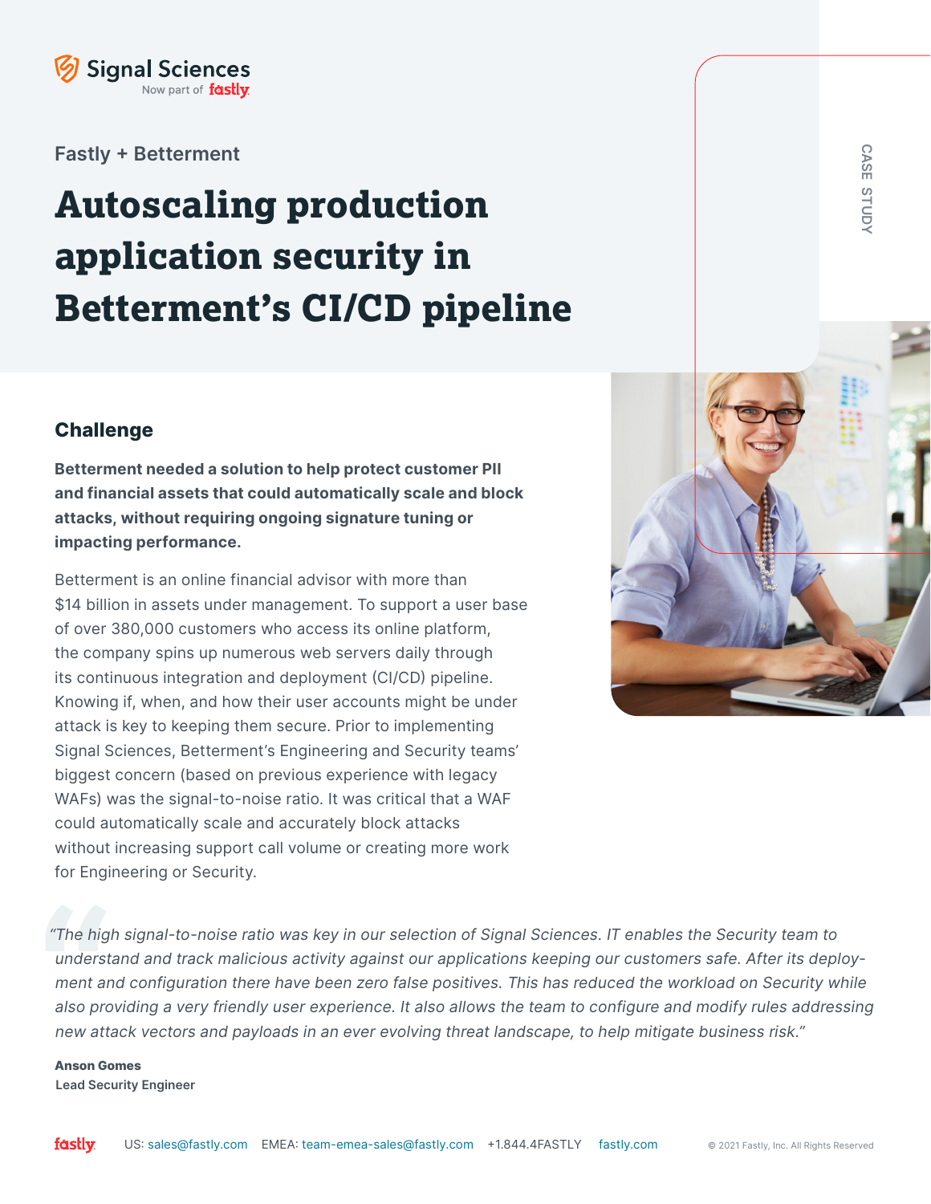Signal Sciences
Now part of fastly

Fastly + Betterment

# Autoscaling production application security in Betterment's CI/CD pipeline

CASE STUDY

## Challenge

**Betterment needed a solution to help protect customer PII and financial assets that could automatically scale and block attacks, without requiring ongoing signature tuning or impacting performance.**

Betterment is an online financial advisor with more than $14 billion in assets under management. To support a user base of over 380,000 customers who access its online platform, the company spins up numerous web servers daily through its continuous integration and deployment (CI/CD) pipeline. Knowing if, when, and how their user accounts might be under attack is key to keeping them secure. Prior to implementing Signal Sciences, Betterment's Engineering and Security teams' biggest concern (based on previous experience with legacy WAFs) was the signal-to-noise ratio. It was critical that a WAF could automatically scale and accurately block attacks without increasing support call volume or creating more work for Engineering or Security.

> *"The high signal-to-noise ratio was key in our selection of Signal Sciences. IT enables the Security team to understand and track malicious activity against our applications keeping our customers safe. After its deployment and configuration there have been zero false positives. This has reduced the workload on Security while also providing a very friendly user experience. It also allows the team to configure and modify rules addressing new attack vectors and payloads in an ever evolving threat landscape, to help mitigate business risk."*

**Anson Gomes**
**Lead Security Engineer**

fastly US: sales@fastly.com EMEA: team-emea-sales@fastly.com +1.844.4FASTLY fastly.com © 2021 Fastly, Inc. All Rights Reserved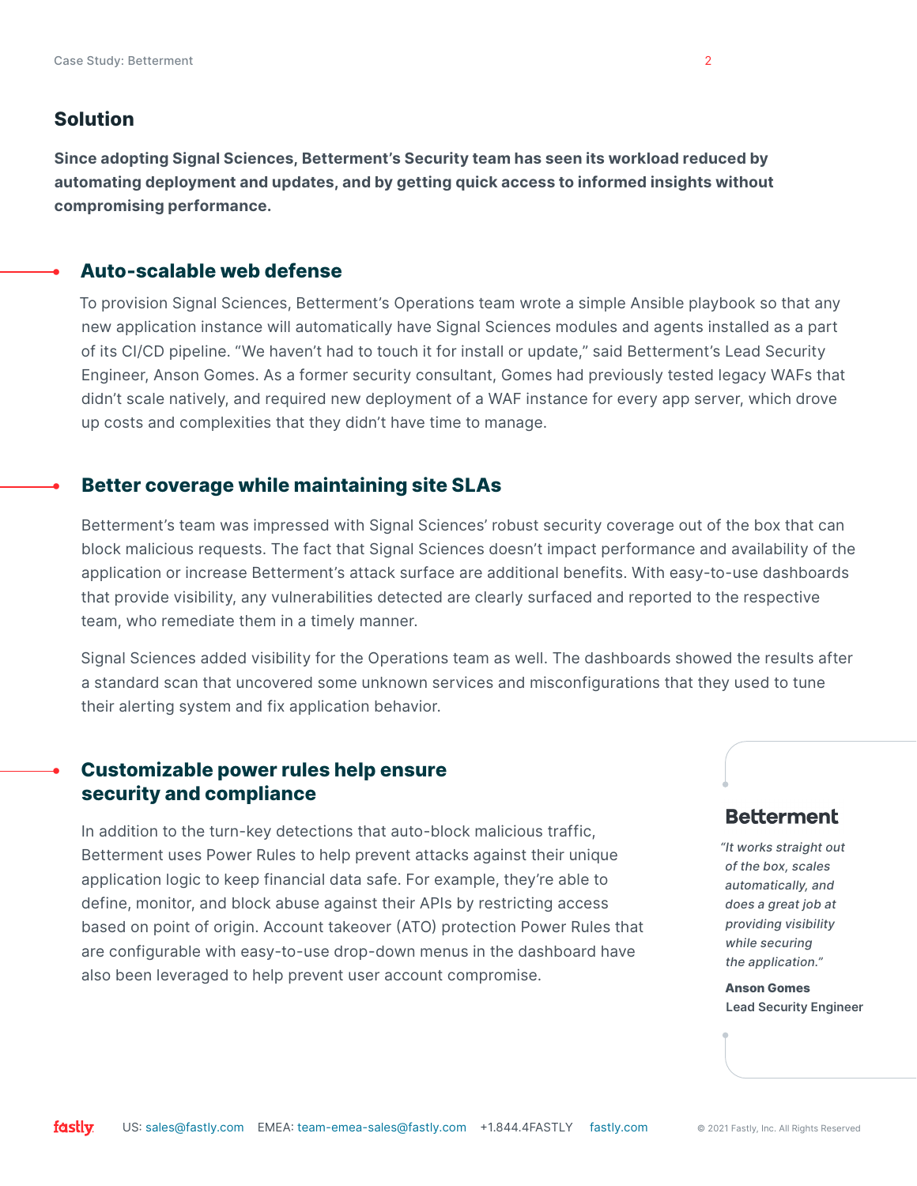## Solution

**Since adopting Signal Sciences, Betterment's Security team has seen its workload reduced by automating deployment and updates, and by getting quick access to informed insights without compromising performance.**

### Auto-scalable web defense

To provision Signal Sciences, Betterment's Operations team wrote a simple Ansible playbook so that any new application instance will automatically have Signal Sciences modules and agents installed as a part of its CI/CD pipeline. "We haven't had to touch it for install or update," said Betterment's Lead Security Engineer, Anson Gomes. As a former security consultant, Gomes had previously tested legacy WAFs that didn't scale natively, and required new deployment of a WAF instance for every app server, which drove up costs and complexities that they didn't have time to manage.

### Better coverage while maintaining site SLAs

Betterment's team was impressed with Signal Sciences' robust security coverage out of the box that can block malicious requests. The fact that Signal Sciences doesn't impact performance and availability of the application or increase Betterment's attack surface are additional benefits. With easy-to-use dashboards that provide visibility, any vulnerabilities detected are clearly surfaced and reported to the respective team, who remediate them in a timely manner.

Signal Sciences added visibility for the Operations team as well. The dashboards showed the results after a standard scan that uncovered some unknown services and misconfigurations that they used to tune their alerting system and fix application behavior.

### Customizable power rules help ensure security and compliance

In addition to the turn-key detections that auto-block malicious traffic, Betterment uses Power Rules to help prevent attacks against their unique application logic to keep financial data safe. For example, they're able to define, monitor, and block abuse against their APIs by restricting access based on point of origin. Account takeover (ATO) protection Power Rules that are configurable with easy-to-use drop-down menus in the dashboard have also been leveraged to help prevent user account compromise.

**Betterment**

*"It works straight out of the box, scales automatically, and does a great job at providing visibility while securing the application."*

**Anson Gomes**
**Lead Security Engineer**

fastly US: sales@fastly.com EMEA: team-emea-sales@fastly.com +1.844.4FASTLY fastly.com

© 2021 Fastly, Inc. All Rights Reserved